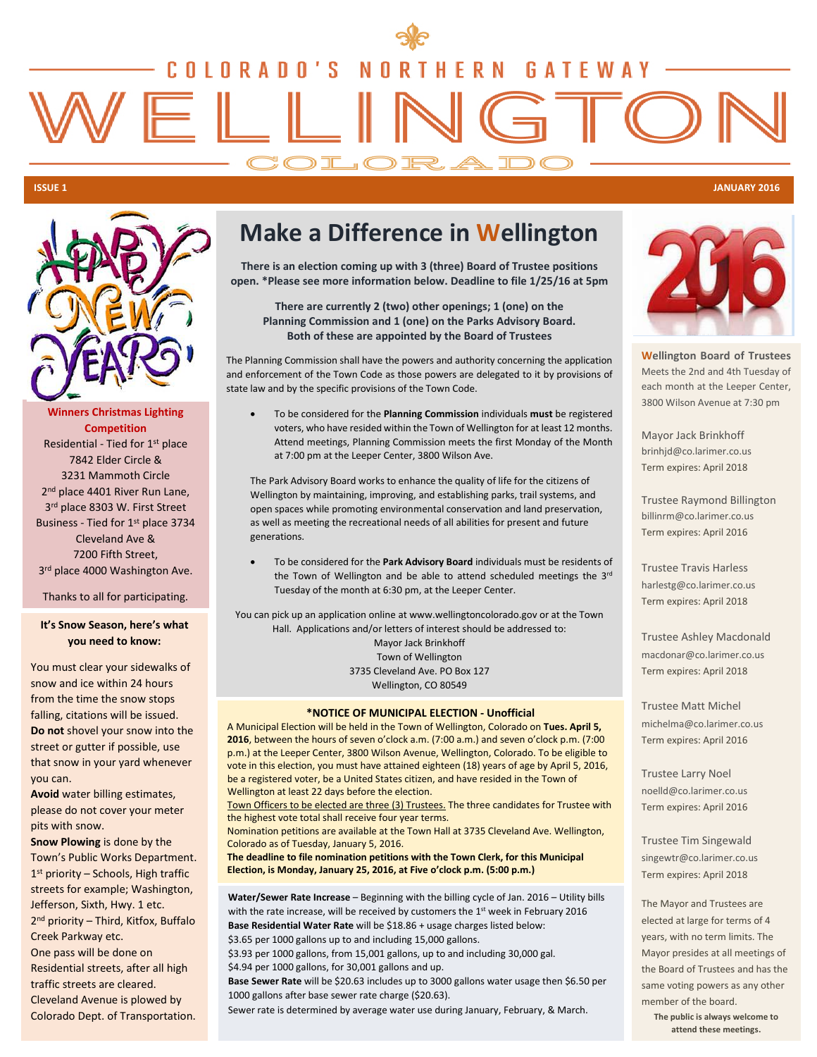# COLORADO'S NORTHERN GATEWAY WELLINGTON COLORADO

**ISSUE 1** **JANUARY 2016**

## Make a Difference in Wellington

**There is an election coming up with 3 (three) Board of Trustee positions open. *Please see more information below. Deadline to file 1/25/16 at 5pm**

**There are currently 2 (two) other openings; 1 (one) on the Planning Commission and 1 (one) on the Parks Advisory Board. Both of these are appointed by the Board of Trustees**

The Planning Commission shall have the powers and authority concerning the application and enforcement of the Town Code as those powers are delegated to it by provisions of state law and by the specific provisions of the Town Code.

- To be considered for the **Planning Commission** individuals **must** be registered voters, who have resided within the Town of Wellington for at least 12 months. Attend meetings, Planning Commission meets the first Monday of the Month at 7:00 pm at the Leeper Center, 3800 Wilson Ave.

The Park Advisory Board works to enhance the quality of life for the citizens of Wellington by maintaining, improving, and establishing parks, trail systems, and open spaces while promoting environmental conservation and land preservation, as well as meeting the recreational needs of all abilities for present and future generations.

- To be considered for the **Park Advisory Board** individuals must be residents of the Town of Wellington and be able to attend scheduled meetings the 3rd Tuesday of the month at 6:30 pm, at the Leeper Center.

You can pick up an application online at www.wellingtoncolorado.gov or at the Town Hall. Applications and/or letters of interest should be addressed to:
Mayor Jack Brinkhoff
Town of Wellington
3735 Cleveland Ave. PO Box 127
Wellington, CO 80549

### *NOTICE OF MUNICIPAL ELECTION - Unofficial

A Municipal Election will be held in the Town of Wellington, Colorado on **Tues. April 5, 2016**, between the hours of seven o'clock a.m. (7:00 a.m.) and seven o'clock p.m. (7:00 p.m.) at the Leeper Center, 3800 Wilson Avenue, Wellington, Colorado. To be eligible to vote in this election, you must have attained eighteen (18) years of age by April 5, 2016, be a registered voter, be a United States citizen, and have resided in the Town of Wellington at least 22 days before the election.

Town Officers to be elected are three (3) Trustees. The three candidates for Trustee with the highest vote total shall receive four year terms.

Nomination petitions are available at the Town Hall at 3735 Cleveland Ave. Wellington, Colorado as of Tuesday, January 5, 2016.

**The deadline to file nomination petitions with the Town Clerk, for this Municipal Election, is Monday, January 25, 2016, at Five o'clock p.m. (5:00 p.m.)**

**Water/Sewer Rate Increase** – Beginning with the billing cycle of Jan. 2016 – Utility bills with the rate increase, will be received by customers the 1st week in February 2016
**Base Residential Water Rate** will be $18.86 + usage charges listed below:
$3.65 per 1000 gallons up to and including 15,000 gallons.
$3.93 per 1000 gallons, from 15,001 gallons, up to and including 30,000 gal.
$4.94 per 1000 gallons, for 30,001 gallons and up.
**Base Sewer Rate** will be $20.63 includes up to 3000 gallons water usage then $6.50 per 1000 gallons after base sewer rate charge ($20.63).
Sewer rate is determined by average water use during January, February, & March.

### Winners Christmas Lighting Competition

Residential - Tied for 1st place 7842 Elder Circle & 3231 Mammoth Circle
2nd place 4401 River Run Lane,
3rd place 8303 W. First Street
Business - Tied for 1st place 3734 Cleveland Ave & 7200 Fifth Street,
3rd place 4000 Washington Ave.

Thanks to all for participating.

### It's Snow Season, here's what you need to know:

You must clear your sidewalks of snow and ice within 24 hours from the time the snow stops falling, citations will be issued. **Do not** shovel your snow into the street or gutter if possible, use that snow in your yard whenever you can.

**Avoid** water billing estimates, please do not cover your meter pits with snow.

**Snow Plowing** is done by the Town's Public Works Department.
1st priority – Schools, High traffic streets for example; Washington, Jefferson, Sixth, Hwy. 1 etc.
2nd priority – Third, Kitfox, Buffalo Creek Parkway etc.
One pass will be done on Residential streets, after all high traffic streets are cleared.
Cleveland Avenue is plowed by Colorado Dept. of Transportation.

### Wellington Board of Trustees

Meets the 2nd and 4th Tuesday of each month at the Leeper Center, 3800 Wilson Avenue at 7:30 pm

Mayor Jack Brinkhoff
brinhjd@co.larimer.co.us
Term expires: April 2018

Trustee Raymond Billington
billinrm@co.larimer.co.us
Term expires: April 2016

Trustee Travis Harless
harlestg@co.larimer.co.us
Term expires: April 2018

Trustee Ashley Macdonald
macdonar@co.larimer.co.us
Term expires: April 2018

Trustee Matt Michel
michelma@co.larimer.co.us
Term expires: April 2016

Trustee Larry Noel
noelld@co.larimer.co.us
Term expires: April 2016

Trustee Tim Singewald
singewtr@co.larimer.co.us
Term expires: April 2018

The Mayor and Trustees are elected at large for terms of 4 years, with no term limits. The Mayor presides at all meetings of the Board of Trustees and has the same voting powers as any other member of the board.

**The public is always welcome to attend these meetings.**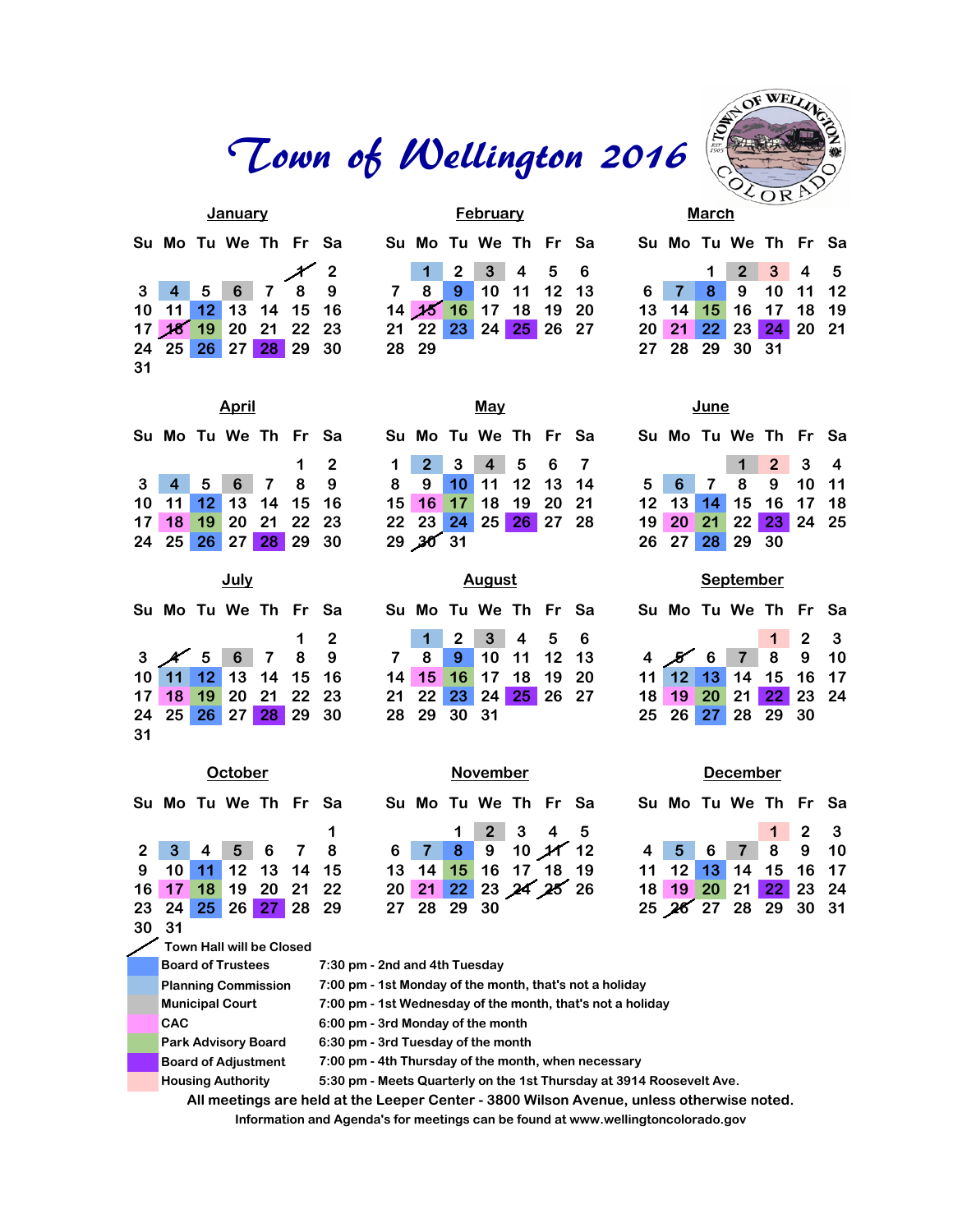# Town of Wellington 2016

## January

| Su | Mo | Tu | We | Th | Fr | Sa |
|---|---|---|---|---|---|---|
| | | | | | ~~1~~ | 2 |
| 3 | 4 | 5 | 6 | 7 | 8 | 9 |
| 10 | 11 | 12 | 13 | 14 | 15 | 16 |
| 17 | ~~18~~ | 19 | 20 | 21 | 22 | 23 |
| 24 | 25 | 26 | 27 | 28 | 29 | 30 |
| 31 | | | | | | |

## February

| Su | Mo | Tu | We | Th | Fr | Sa |
|---|---|---|---|---|---|---|
| | 1 | 2 | 3 | 4 | 5 | 6 |
| 7 | 8 | 9 | 10 | 11 | 12 | 13 |
| 14 | ~~15~~ | 16 | 17 | 18 | 19 | 20 |
| 21 | 22 | 23 | 24 | 25 | 26 | 27 |
| 28 | 29 | | | | | |

## March

| Su | Mo | Tu | We | Th | Fr | Sa |
|---|---|---|---|---|---|---|
| | | 1 | 2 | 3 | 4 | 5 |
| 6 | 7 | 8 | 9 | 10 | 11 | 12 |
| 13 | 14 | 15 | 16 | 17 | 18 | 19 |
| 20 | 21 | 22 | 23 | 24 | 20 | 21 |
| 27 | 28 | 29 | 30 | 31 | | |

## April

| Su | Mo | Tu | We | Th | Fr | Sa |
|---|---|---|---|---|---|---|
| | | | | | 1 | 2 |
| 3 | 4 | 5 | 6 | 7 | 8 | 9 |
| 10 | 11 | 12 | 13 | 14 | 15 | 16 |
| 17 | 18 | 19 | 20 | 21 | 22 | 23 |
| 24 | 25 | 26 | 27 | 28 | 29 | 30 |

## May

| Su | Mo | Tu | We | Th | Fr | Sa |
|---|---|---|---|---|---|---|
| 1 | 2 | 3 | 4 | 5 | 6 | 7 |
| 8 | 9 | 10 | 11 | 12 | 13 | 14 |
| 15 | 16 | 17 | 18 | 19 | 20 | 21 |
| 22 | 23 | 24 | 25 | 26 | 27 | 28 |
| 29 | ~~30~~ | 31 | | | | |

## June

| Su | Mo | Tu | We | Th | Fr | Sa |
|---|---|---|---|---|---|---|
| | | | 1 | 2 | 3 | 4 |
| 5 | 6 | 7 | 8 | 9 | 10 | 11 |
| 12 | 13 | 14 | 15 | 16 | 17 | 18 |
| 19 | 20 | 21 | 22 | 23 | 24 | 25 |
| 26 | 27 | 28 | 29 | 30 | | |

## July

| Su | Mo | Tu | We | Th | Fr | Sa |
|---|---|---|---|---|---|---|
| | | | | | 1 | 2 |
| 3 | ~~4~~ | 5 | 6 | 7 | 8 | 9 |
| 10 | 11 | 12 | 13 | 14 | 15 | 16 |
| 17 | 18 | 19 | 20 | 21 | 22 | 23 |
| 24 | 25 | 26 | 27 | 28 | 29 | 30 |
| 31 | | | | | | |

## August

| Su | Mo | Tu | We | Th | Fr | Sa |
|---|---|---|---|---|---|---|
| | 1 | 2 | 3 | 4 | 5 | 6 |
| 7 | 8 | 9 | 10 | 11 | 12 | 13 |
| 14 | 15 | 16 | 17 | 18 | 19 | 20 |
| 21 | 22 | 23 | 24 | 25 | 26 | 27 |
| 28 | 29 | 30 | 31 | | | |

## September

| Su | Mo | Tu | We | Th | Fr | Sa |
|---|---|---|---|---|---|---|
| | | | | 1 | 2 | 3 |
| 4 | ~~5~~ | 6 | 7 | 8 | 9 | 10 |
| 11 | 12 | 13 | 14 | 15 | 16 | 17 |
| 18 | 19 | 20 | 21 | 22 | 23 | 24 |
| 25 | 26 | 27 | 28 | 29 | 30 | |

## October

| Su | Mo | Tu | We | Th | Fr | Sa |
|---|---|---|---|---|---|---|
| | | | | | | 1 |
| 2 | 3 | 4 | 5 | 6 | 7 | 8 |
| 9 | 10 | 11 | 12 | 13 | 14 | 15 |
| 16 | 17 | 18 | 19 | 20 | 21 | 22 |
| 23 | 24 | 25 | 26 | 27 | 28 | 29 |
| 30 | 31 | | | | | |

## November

| Su | Mo | Tu | We | Th | Fr | Sa |
|---|---|---|---|---|---|---|
| | | 1 | 2 | 3 | 4 | 5 |
| 6 | 7 | 8 | 9 | 10 | ~~11~~ | 12 |
| 13 | 14 | 15 | 16 | 17 | 18 | 19 |
| 20 | 21 | 22 | 23 | ~~24~~ | ~~25~~ | 26 |
| 27 | 28 | 29 | 30 | | | |

## December

| Su | Mo | Tu | We | Th | Fr | Sa |
|---|---|---|---|---|---|---|
| | | | | 1 | 2 | 3 |
| 4 | 5 | 6 | 7 | 8 | 9 | 10 |
| 11 | 12 | 13 | 14 | 15 | 16 | 17 |
| 18 | 19 | 20 | 21 | 22 | 23 | 24 |
| 25 | ~~26~~ | 27 | 28 | 29 | 30 | 31 |

| Legend | Details |
|---|---|
| ~~ ~~ Town Hall will be Closed | |
| Board of Trustees | 7:30 pm - 2nd and 4th Tuesday |
| Planning Commission | 7:00 pm - 1st Monday of the month, that's not a holiday |
| Municipal Court | 7:00 pm - 1st Wednesday of the month, that's not a holiday |
| CAC | 6:00 pm - 3rd Monday of the month |
| Park Advisory Board | 6:30 pm - 3rd Tuesday of the month |
| Board of Adjustment | 7:00 pm - 4th Thursday of the month, when necessary |
| Housing Authority | 5:30 pm - Meets Quarterly on the 1st Thursday at 3914 Roosevelt Ave. |

**All meetings are held at the Leeper Center - 3800 Wilson Avenue, unless otherwise noted.**

**Information and Agenda's for meetings can be found at www.wellingtoncolorado.gov**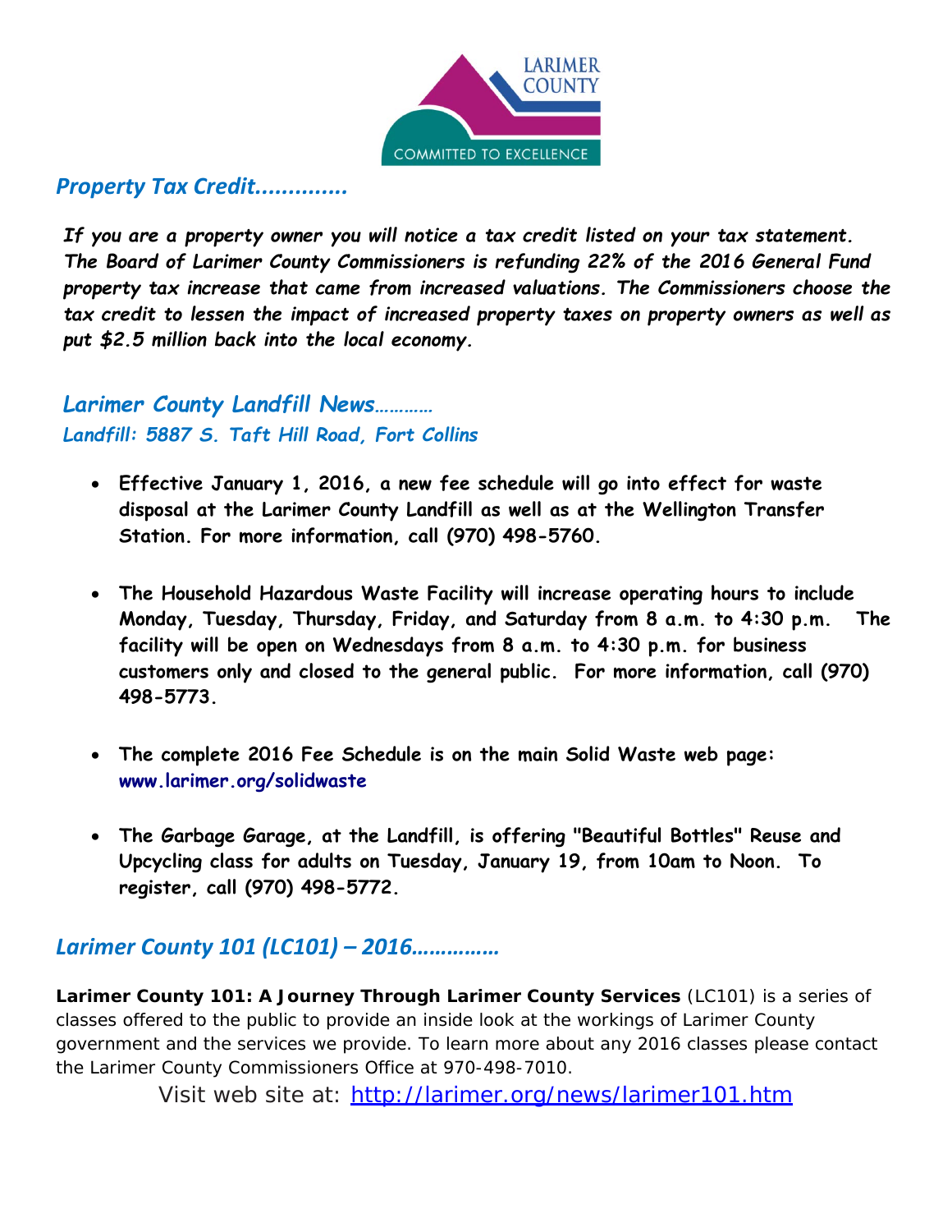LARIMER COUNTY

COMMITTED TO EXCELLENCE

## *Property Tax Credit.............*

***If you are a property owner you will notice a tax credit listed on your tax statement. The Board of Larimer County Commissioners is refunding 22% of the 2016 General Fund property tax increase that came from increased valuations. The Commissioners choose the tax credit to lessen the impact of increased property taxes on property owners as well as put $2.5 million back into the local economy.***

## *Larimer County Landfill News…………*

### *Landfill: 5887 S. Taft Hill Road, Fort Collins*

- **Effective January 1, 2016, a new fee schedule will go into effect for waste disposal at the Larimer County Landfill as well as at the Wellington Transfer Station. For more information, call (970) 498-5760.**
- **The Household Hazardous Waste Facility will increase operating hours to include Monday, Tuesday, Thursday, Friday, and Saturday from 8 a.m. to 4:30 p.m. The facility will be open on Wednesdays from 8 a.m. to 4:30 p.m. for business customers only and closed to the general public. For more information, call (970) 498-5773.**
- **The complete 2016 Fee Schedule is on the main Solid Waste web page: www.larimer.org/solidwaste**
- **The Garbage Garage, at the Landfill, is offering "Beautiful Bottles" Reuse and Upcycling class for adults on Tuesday, January 19, from 10am to Noon. To register, call (970) 498-5772.**

## *Larimer County 101 (LC101) – 2016……………*

**Larimer County 101: A Journey Through Larimer County Services** (LC101) is a series of classes offered to the public to provide an inside look at the workings of Larimer County government and the services we provide. To learn more about any 2016 classes please contact the Larimer County Commissioners Office at 970-498-7010.

Visit web site at: http://larimer.org/news/larimer101.htm